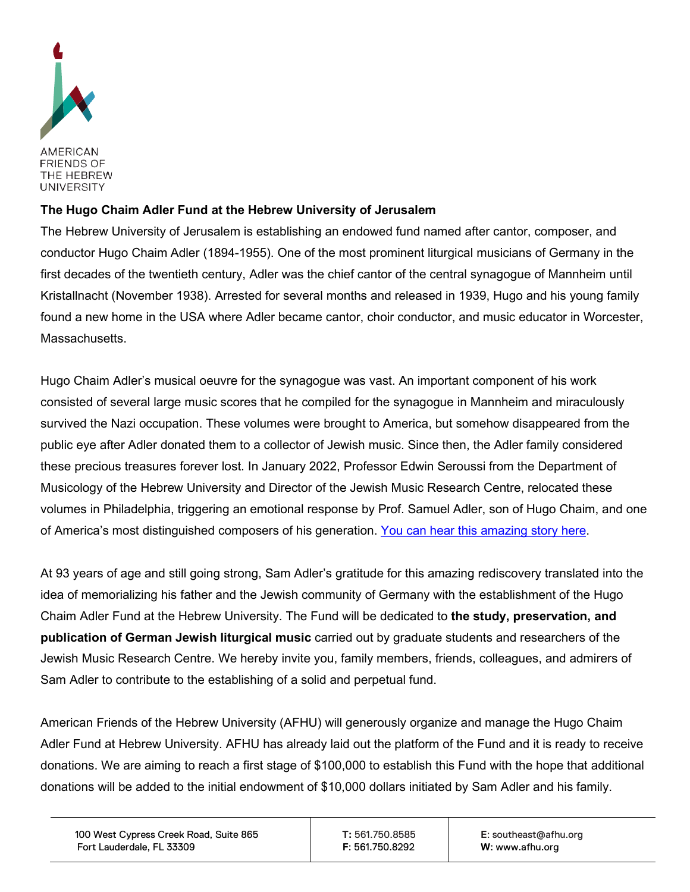AMERICAN
FRIENDS OF
THE HEBREW
UNIVERSITY

**The Hugo Chaim Adler Fund at the Hebrew University of Jerusalem**

The Hebrew University of Jerusalem is establishing an endowed fund named after cantor, composer, and conductor Hugo Chaim Adler (1894-1955). One of the most prominent liturgical musicians of Germany in the first decades of the twentieth century, Adler was the chief cantor of the central synagogue of Mannheim until Kristallnacht (November 1938). Arrested for several months and released in 1939, Hugo and his young family found a new home in the USA where Adler became cantor, choir conductor, and music educator in Worcester, Massachusetts.

Hugo Chaim Adler's musical oeuvre for the synagogue was vast. An important component of his work consisted of several large music scores that he compiled for the synagogue in Mannheim and miraculously survived the Nazi occupation. These volumes were brought to America, but somehow disappeared from the public eye after Adler donated them to a collector of Jewish music. Since then, the Adler family considered these precious treasures forever lost. In January 2022, Professor Edwin Seroussi from the Department of Musicology of the Hebrew University and Director of the Jewish Music Research Centre, relocated these volumes in Philadelphia, triggering an emotional response by Prof. Samuel Adler, son of Hugo Chaim, and one of America's most distinguished composers of his generation. You can hear this amazing story here.

At 93 years of age and still going strong, Sam Adler's gratitude for this amazing rediscovery translated into the idea of memorializing his father and the Jewish community of Germany with the establishment of the Hugo Chaim Adler Fund at the Hebrew University. The Fund will be dedicated to **the study, preservation, and publication of German Jewish liturgical music** carried out by graduate students and researchers of the Jewish Music Research Centre. We hereby invite you, family members, friends, colleagues, and admirers of Sam Adler to contribute to the establishing of a solid and perpetual fund.

American Friends of the Hebrew University (AFHU) will generously organize and manage the Hugo Chaim Adler Fund at Hebrew University. AFHU has already laid out the platform of the Fund and it is ready to receive donations. We are aiming to reach a first stage of $100,000 to establish this Fund with the hope that additional donations will be added to the initial endowment of $10,000 dollars initiated by Sam Adler and his family.

| 100 West Cypress Creek Road, Suite 865<br>Fort Lauderdale, FL 33309 | **T:** 561.750.8585<br>**F:** 561.750.8292 | **E:** southeast@afhu.org<br>**W:** www.afhu.org |
|---|---|---|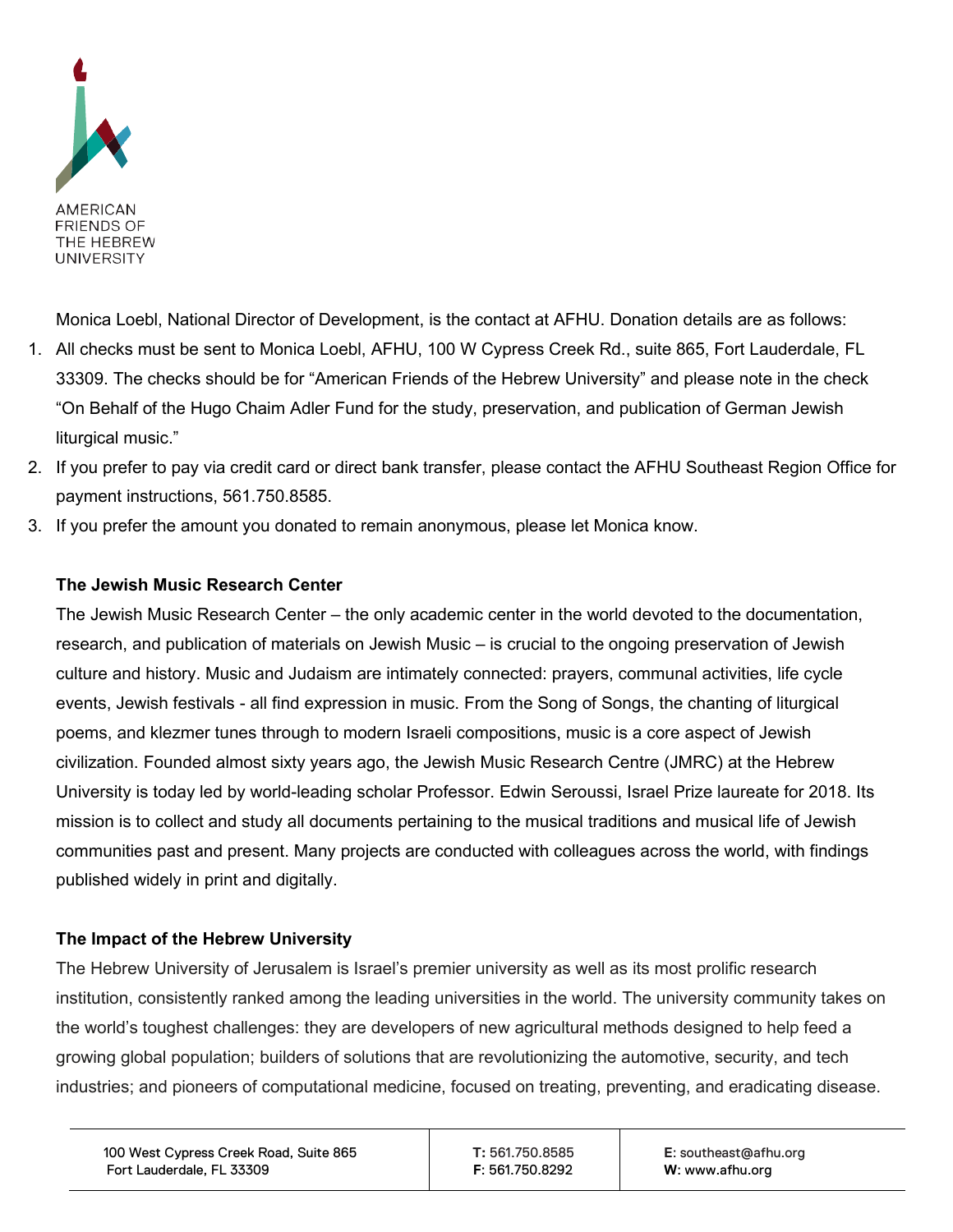AMERICAN FRIENDS OF THE HEBREW UNIVERSITY

Monica Loebl, National Director of Development, is the contact at AFHU. Donation details are as follows:

1. All checks must be sent to Monica Loebl, AFHU, 100 W Cypress Creek Rd., suite 865, Fort Lauderdale, FL 33309. The checks should be for "American Friends of the Hebrew University" and please note in the check "On Behalf of the Hugo Chaim Adler Fund for the study, preservation, and publication of German Jewish liturgical music."
2. If you prefer to pay via credit card or direct bank transfer, please contact the AFHU Southeast Region Office for payment instructions, 561.750.8585.
3. If you prefer the amount you donated to remain anonymous, please let Monica know.

**The Jewish Music Research Center**

The Jewish Music Research Center – the only academic center in the world devoted to the documentation, research, and publication of materials on Jewish Music – is crucial to the ongoing preservation of Jewish culture and history. Music and Judaism are intimately connected: prayers, communal activities, life cycle events, Jewish festivals - all find expression in music. From the Song of Songs, the chanting of liturgical poems, and klezmer tunes through to modern Israeli compositions, music is a core aspect of Jewish civilization. Founded almost sixty years ago, the Jewish Music Research Centre (JMRC) at the Hebrew University is today led by world-leading scholar Professor. Edwin Seroussi, Israel Prize laureate for 2018. Its mission is to collect and study all documents pertaining to the musical traditions and musical life of Jewish communities past and present. Many projects are conducted with colleagues across the world, with findings published widely in print and digitally.

**The Impact of the Hebrew University**

The Hebrew University of Jerusalem is Israel's premier university as well as its most prolific research institution, consistently ranked among the leading universities in the world. The university community takes on the world's toughest challenges: they are developers of new agricultural methods designed to help feed a growing global population; builders of solutions that are revolutionizing the automotive, security, and tech industries; and pioneers of computational medicine, focused on treating, preventing, and eradicating disease.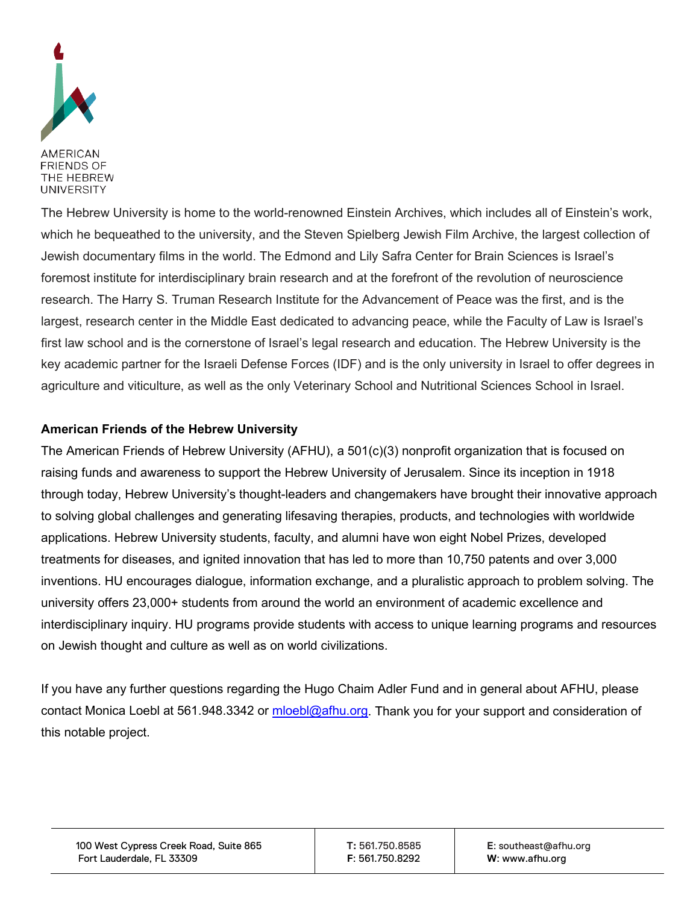AMERICAN
FRIENDS OF
THE HEBREW
UNIVERSITY

The Hebrew University is home to the world-renowned Einstein Archives, which includes all of Einstein's work, which he bequeathed to the university, and the Steven Spielberg Jewish Film Archive, the largest collection of Jewish documentary films in the world. The Edmond and Lily Safra Center for Brain Sciences is Israel's foremost institute for interdisciplinary brain research and at the forefront of the revolution of neuroscience research. The Harry S. Truman Research Institute for the Advancement of Peace was the first, and is the largest, research center in the Middle East dedicated to advancing peace, while the Faculty of Law is Israel's first law school and is the cornerstone of Israel's legal research and education. The Hebrew University is the key academic partner for the Israeli Defense Forces (IDF) and is the only university in Israel to offer degrees in agriculture and viticulture, as well as the only Veterinary School and Nutritional Sciences School in Israel.

**American Friends of the Hebrew University**

The American Friends of Hebrew University (AFHU), a 501(c)(3) nonprofit organization that is focused on raising funds and awareness to support the Hebrew University of Jerusalem. Since its inception in 1918 through today, Hebrew University's thought-leaders and changemakers have brought their innovative approach to solving global challenges and generating lifesaving therapies, products, and technologies with worldwide applications. Hebrew University students, faculty, and alumni have won eight Nobel Prizes, developed treatments for diseases, and ignited innovation that has led to more than 10,750 patents and over 3,000 inventions. HU encourages dialogue, information exchange, and a pluralistic approach to problem solving. The university offers 23,000+ students from around the world an environment of academic excellence and interdisciplinary inquiry. HU programs provide students with access to unique learning programs and resources on Jewish thought and culture as well as on world civilizations.

If you have any further questions regarding the Hugo Chaim Adler Fund and in general about AFHU, please contact Monica Loebl at 561.948.3342 or mloebl@afhu.org. Thank you for your support and consideration of this notable project.

100 West Cypress Creek Road, Suite 865
Fort Lauderdale, FL 33309

**T:** 561.750.8585
**F:** 561.750.8292

**E:** southeast@afhu.org
**W:** www.afhu.org